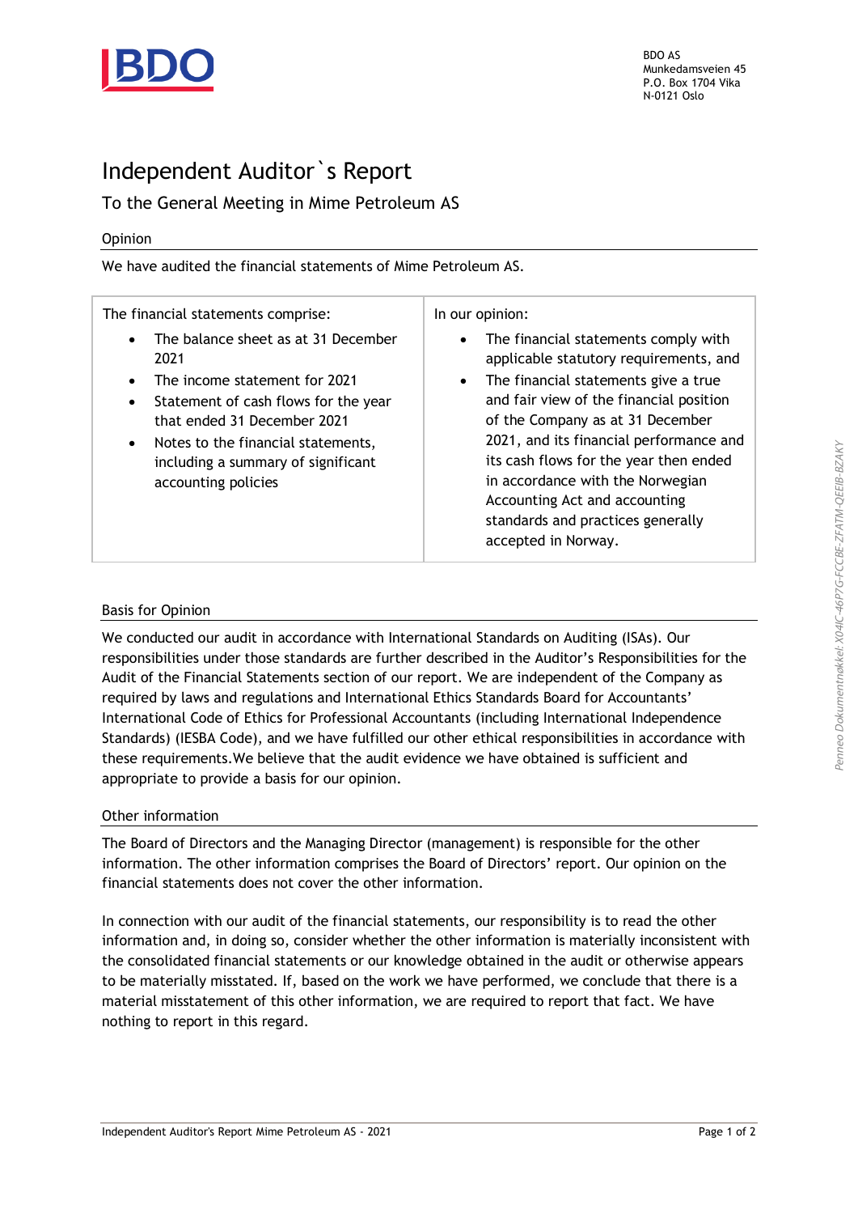BDO AS
Munkedamsveien 45
P.O. Box 1704 Vika
N-0121 Oslo

# Independent Auditor`s Report

## To the General Meeting in Mime Petroleum AS

### Opinion

We have audited the financial statements of Mime Petroleum AS.

| The financial statements comprise: | In our opinion: |
|---|---|
| • The balance sheet as at 31 December 2021<br>• The income statement for 2021<br>• Statement of cash flows for the year that ended 31 December 2021<br>• Notes to the financial statements, including a summary of significant accounting policies | • The financial statements comply with applicable statutory requirements, and<br>• The financial statements give a true and fair view of the financial position of the Company as at 31 December 2021, and its financial performance and its cash flows for the year then ended in accordance with the Norwegian Accounting Act and accounting standards and practices generally accepted in Norway. |

### Basis for Opinion

We conducted our audit in accordance with International Standards on Auditing (ISAs). Our responsibilities under those standards are further described in the Auditor's Responsibilities for the Audit of the Financial Statements section of our report. We are independent of the Company as required by laws and regulations and International Ethics Standards Board for Accountants' International Code of Ethics for Professional Accountants (including International Independence Standards) (IESBA Code), and we have fulfilled our other ethical responsibilities in accordance with these requirements.We believe that the audit evidence we have obtained is sufficient and appropriate to provide a basis for our opinion.

### Other information

The Board of Directors and the Managing Director (management) is responsible for the other information. The other information comprises the Board of Directors' report. Our opinion on the financial statements does not cover the other information.

In connection with our audit of the financial statements, our responsibility is to read the other information and, in doing so, consider whether the other information is materially inconsistent with the consolidated financial statements or our knowledge obtained in the audit or otherwise appears to be materially misstated. If, based on the work we have performed, we conclude that there is a material misstatement of this other information, we are required to report that fact. We have nothing to report in this regard.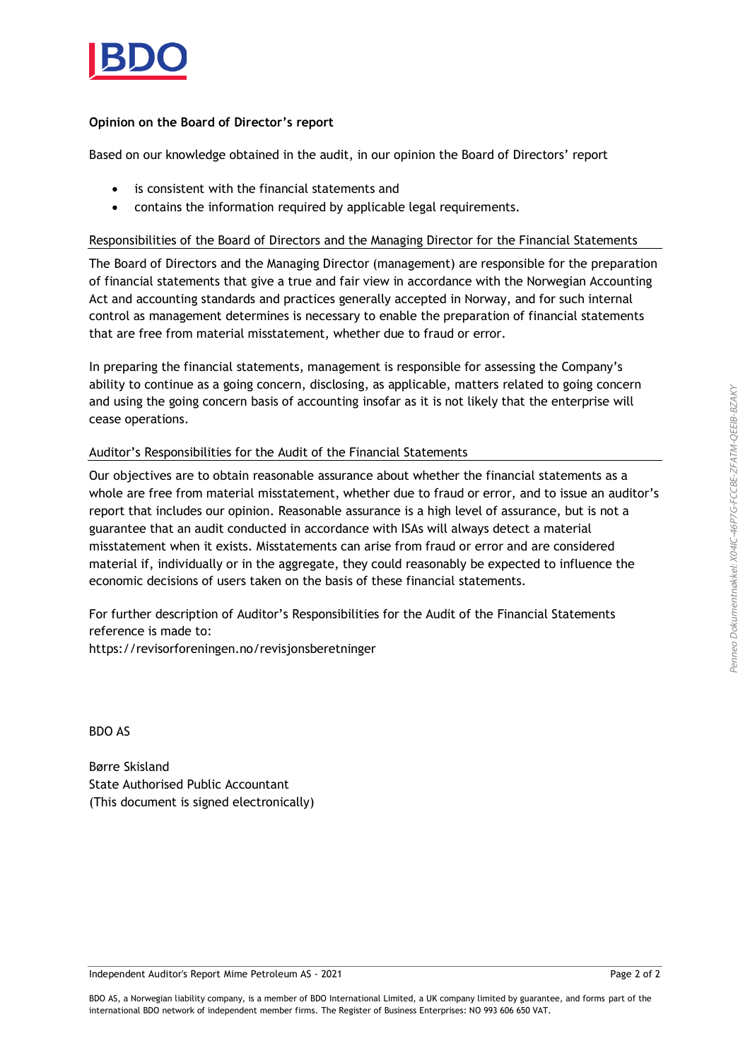**Opinion on the Board of Director's report**

Based on our knowledge obtained in the audit, in our opinion the Board of Directors' report

- is consistent with the financial statements and
- contains the information required by applicable legal requirements.

## Responsibilities of the Board of Directors and the Managing Director for the Financial Statements

The Board of Directors and the Managing Director (management) are responsible for the preparation of financial statements that give a true and fair view in accordance with the Norwegian Accounting Act and accounting standards and practices generally accepted in Norway, and for such internal control as management determines is necessary to enable the preparation of financial statements that are free from material misstatement, whether due to fraud or error.

In preparing the financial statements, management is responsible for assessing the Company's ability to continue as a going concern, disclosing, as applicable, matters related to going concern and using the going concern basis of accounting insofar as it is not likely that the enterprise will cease operations.

## Auditor's Responsibilities for the Audit of the Financial Statements

Our objectives are to obtain reasonable assurance about whether the financial statements as a whole are free from material misstatement, whether due to fraud or error, and to issue an auditor's report that includes our opinion. Reasonable assurance is a high level of assurance, but is not a guarantee that an audit conducted in accordance with ISAs will always detect a material misstatement when it exists. Misstatements can arise from fraud or error and are considered material if, individually or in the aggregate, they could reasonably be expected to influence the economic decisions of users taken on the basis of these financial statements.

For further description of Auditor's Responsibilities for the Audit of the Financial Statements reference is made to:
https://revisorforeningen.no/revisjonsberetninger

BDO AS

Børre Skisland
State Authorised Public Accountant
(This document is signed electronically)

BDO AS, a Norwegian liability company, is a member of BDO International Limited, a UK company limited by guarantee, and forms part of the international BDO network of independent member firms. The Register of Business Enterprises: NO 993 606 650 VAT.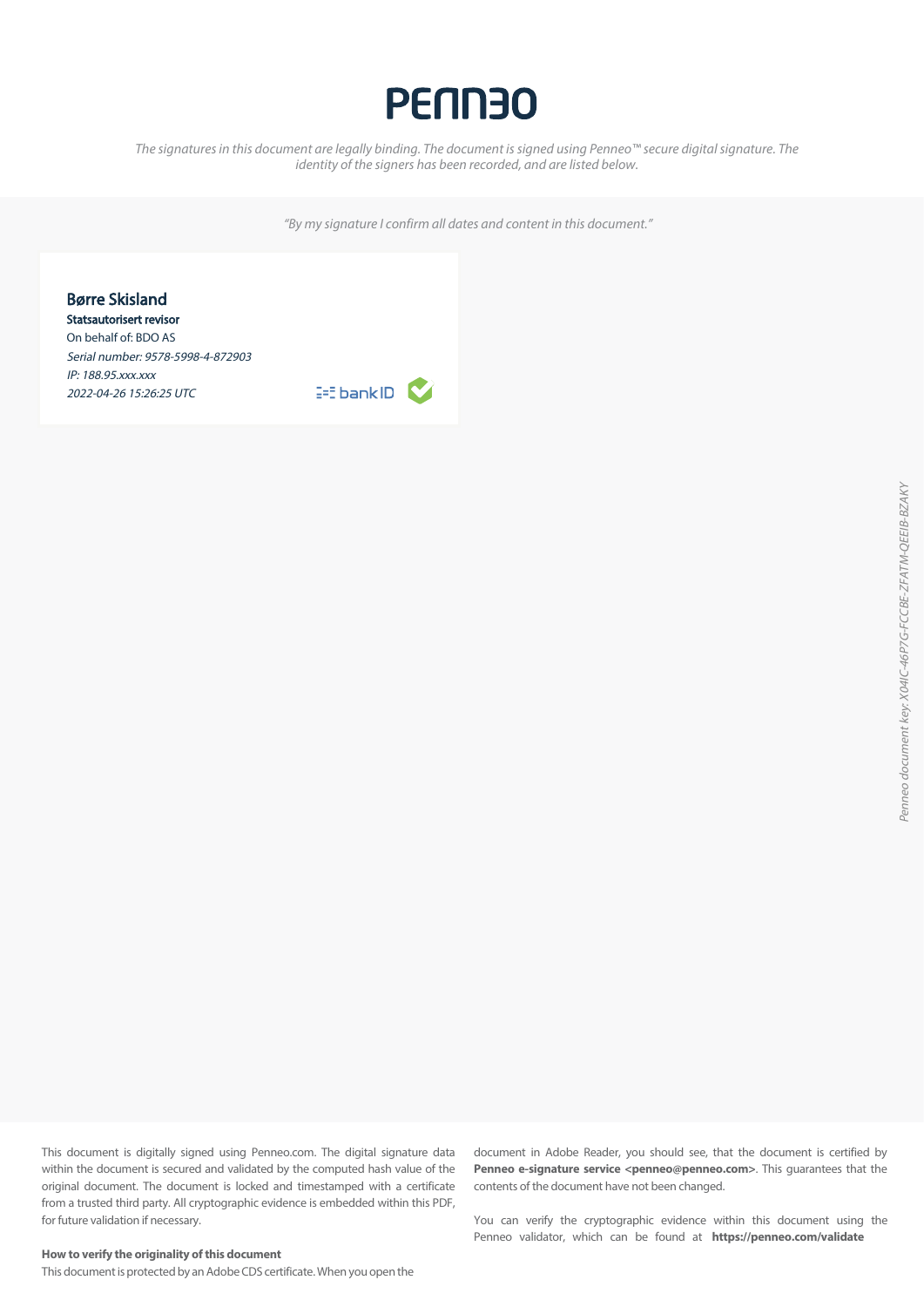# PENN30

*The signatures in this document are legally binding. The document is signed using Penneo™ secure digital signature. The identity of the signers has been recorded, and are listed below.*

*"By my signature I confirm all dates and content in this document."*

**Børre Skisland**
**Statsautorisert revisor**
On behalf of: BDO AS
*Serial number: 9578-5998-4-872903*
*IP: 188.95.xxx.xxx*
*2022-04-26 15:26:25 UTC*

bankID

*Penneo document key: X04IC-46P7G-FCCBE-ZFATM-QEEIB-BZAKY*

This document is digitally signed using Penneo.com. The digital signature data within the document is secured and validated by the computed hash value of the original document. The document is locked and timestamped with a certificate from a trusted third party. All cryptographic evidence is embedded within this PDF, for future validation if necessary.

**How to verify the originality of this document**

This document is protected by an Adobe CDS certificate. When you open the document in Adobe Reader, you should see, that the document is certified by **Penneo e-signature service <penneo@penneo.com>**. This guarantees that the contents of the document have not been changed.

You can verify the cryptographic evidence within this document using the Penneo validator, which can be found at **https://penneo.com/validate**